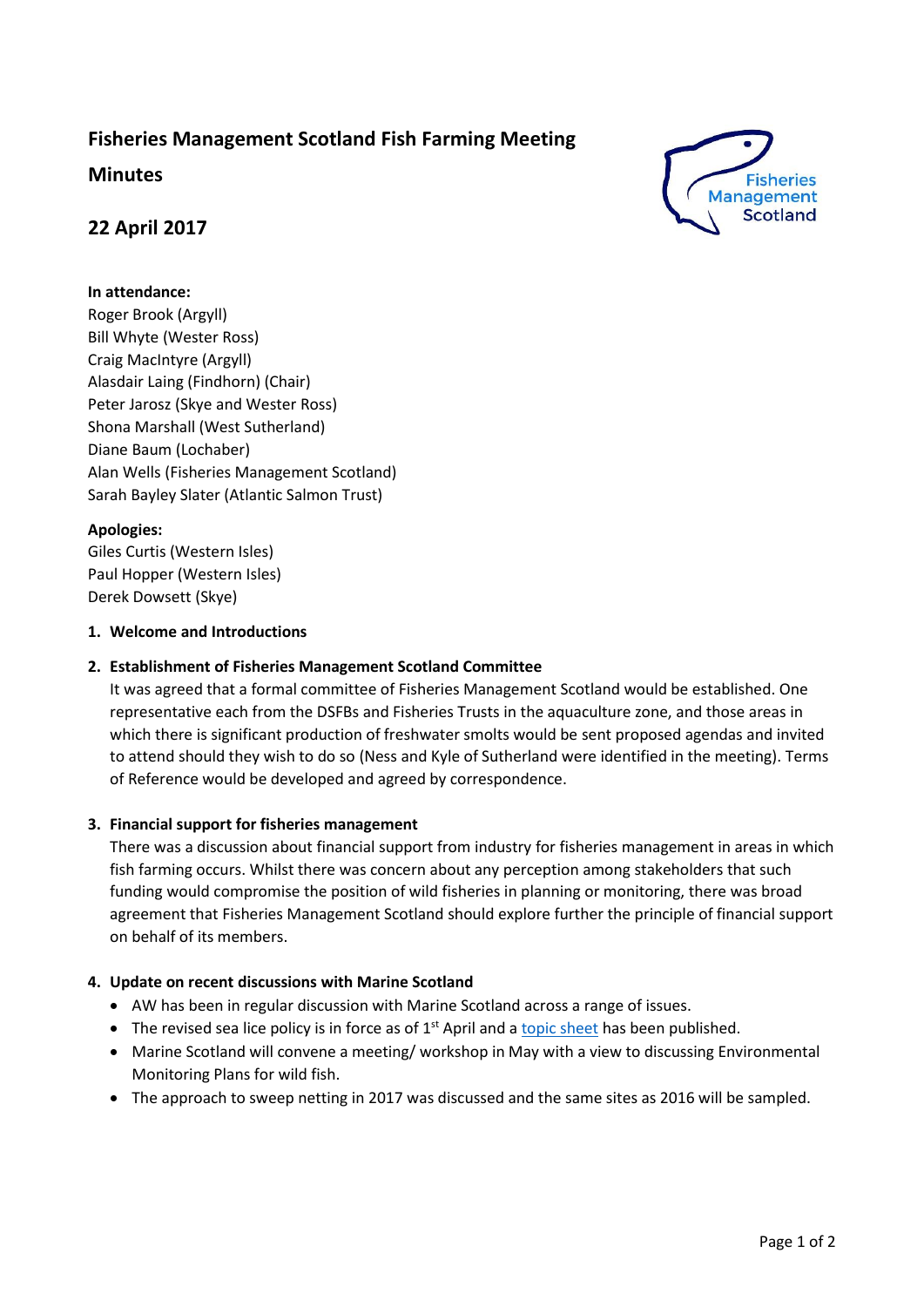# Fisheries Management Scotland Fish Farming Meeting

# Minutes

## 22 April 2017

**In attendance:**
Roger Brook (Argyll)
Bill Whyte (Wester Ross)
Craig MacIntyre (Argyll)
Alasdair Laing (Findhorn) (Chair)
Peter Jarosz (Skye and Wester Ross)
Shona Marshall (West Sutherland)
Diane Baum (Lochaber)
Alan Wells (Fisheries Management Scotland)
Sarah Bayley Slater (Atlantic Salmon Trust)

**Apologies:**
Giles Curtis (Western Isles)
Paul Hopper (Western Isles)
Derek Dowsett (Skye)

1. **Welcome and Introductions**

2. **Establishment of Fisheries Management Scotland Committee**

   It was agreed that a formal committee of Fisheries Management Scotland would be established. One representative each from the DSFBs and Fisheries Trusts in the aquaculture zone, and those areas in which there is significant production of freshwater smolts would be sent proposed agendas and invited to attend should they wish to do so (Ness and Kyle of Sutherland were identified in the meeting). Terms of Reference would be developed and agreed by correspondence.

3. **Financial support for fisheries management**

   There was a discussion about financial support from industry for fisheries management in areas in which fish farming occurs. Whilst there was concern about any perception among stakeholders that such funding would compromise the position of wild fisheries in planning or monitoring, there was broad agreement that Fisheries Management Scotland should explore further the principle of financial support on behalf of its members.

4. **Update on recent discussions with Marine Scotland**
   - AW has been in regular discussion with Marine Scotland across a range of issues.
   - The revised sea lice policy is in force as of 1st April and a topic sheet has been published.
   - Marine Scotland will convene a meeting/ workshop in May with a view to discussing Environmental Monitoring Plans for wild fish.
   - The approach to sweep netting in 2017 was discussed and the same sites as 2016 will be sampled.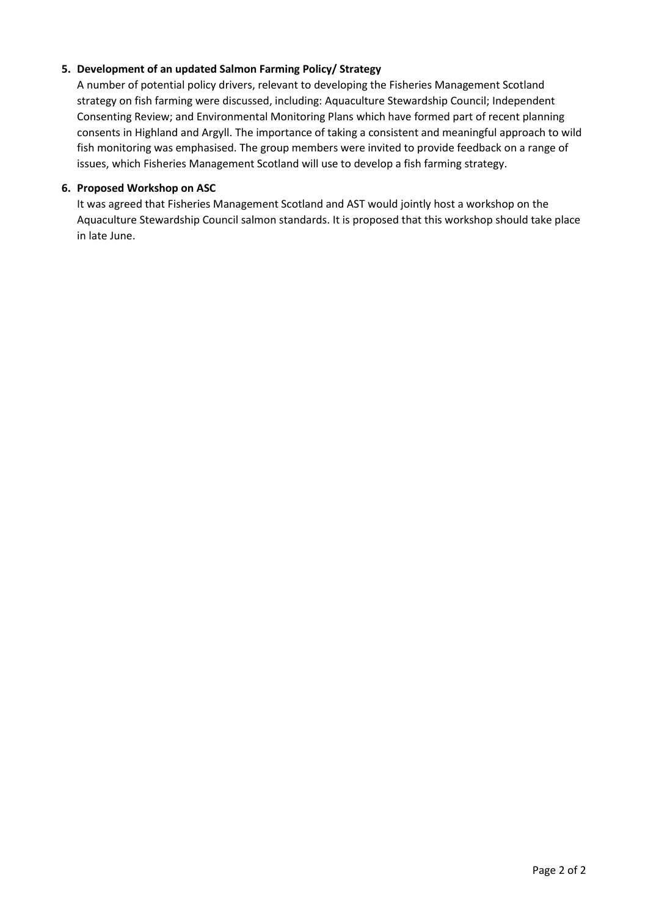5. **Development of an updated Salmon Farming Policy/ Strategy**

   A number of potential policy drivers, relevant to developing the Fisheries Management Scotland strategy on fish farming were discussed, including: Aquaculture Stewardship Council; Independent Consenting Review; and Environmental Monitoring Plans which have formed part of recent planning consents in Highland and Argyll. The importance of taking a consistent and meaningful approach to wild fish monitoring was emphasised. The group members were invited to provide feedback on a range of issues, which Fisheries Management Scotland will use to develop a fish farming strategy.

6. **Proposed Workshop on ASC**

   It was agreed that Fisheries Management Scotland and AST would jointly host a workshop on the Aquaculture Stewardship Council salmon standards. It is proposed that this workshop should take place in late June.